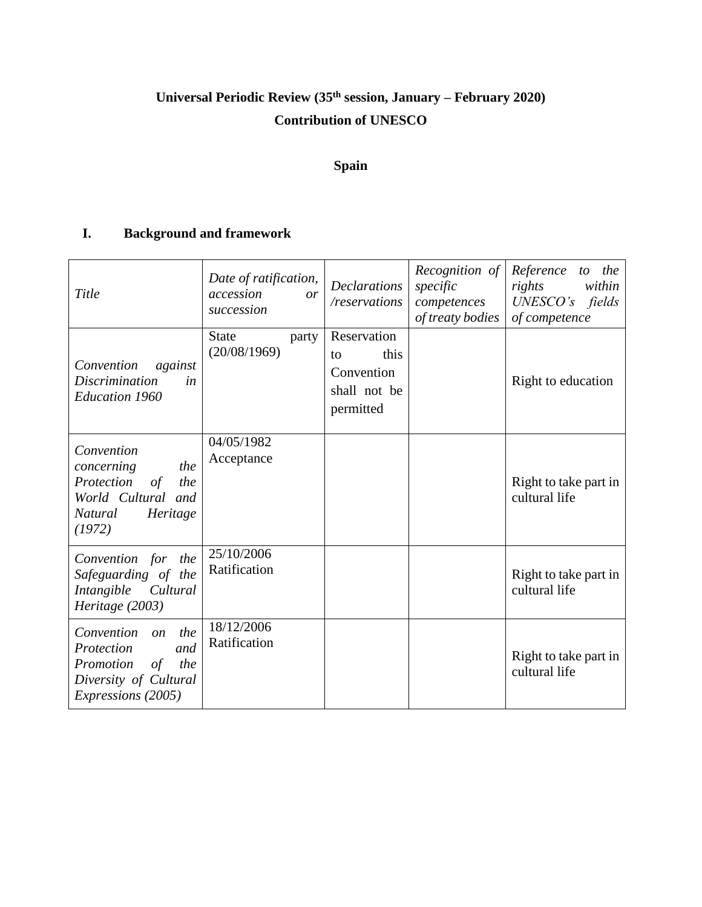**Universal Periodic Review (35th session, January – February 2020)**

**Contribution of UNESCO**

**Spain**

## I. Background and framework

| *Title* | *Date of ratification, accession or succession* | *Declarations /reservations* | *Recognition of specific competences of treaty bodies* | *Reference to the rights within UNESCO's fields of competence* |
|---|---|---|---|---|
| *Convention against Discrimination in Education 1960* | State party (20/08/1969) | Reservation to this Convention shall not be permitted | | Right to education |
| *Convention concerning the Protection of the World Cultural and Natural Heritage (1972)* | 04/05/1982 Acceptance | | | Right to take part in cultural life |
| *Convention for the Safeguarding of the Intangible Cultural Heritage (2003)* | 25/10/2006 Ratification | | | Right to take part in cultural life |
| *Convention on the Protection and Promotion of the Diversity of Cultural Expressions (2005)* | 18/12/2006 Ratification | | | Right to take part in cultural life |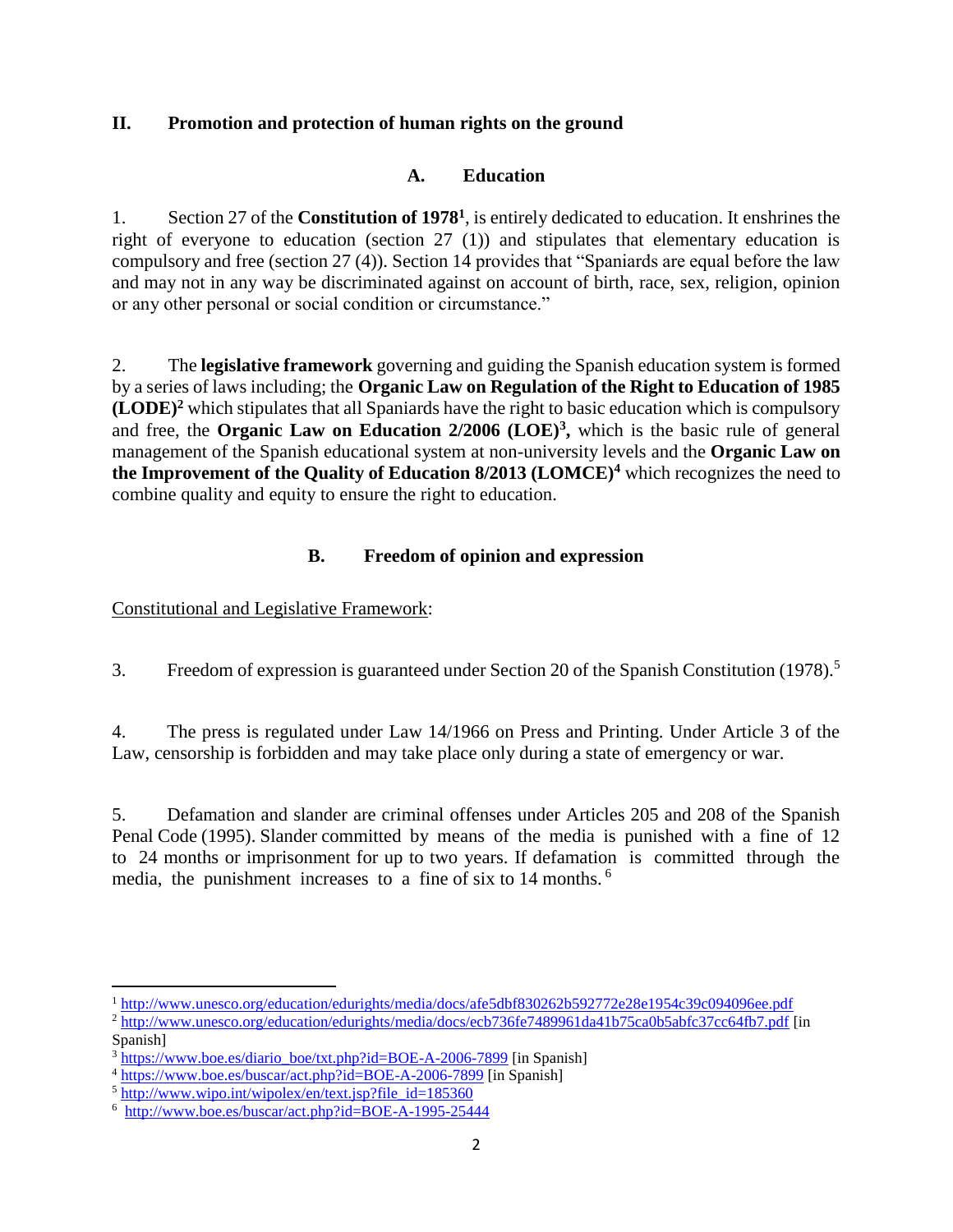## II. Promotion and protection of human rights on the ground

### A. Education

1. Section 27 of the **Constitution of 1978**[1], is entirely dedicated to education. It enshrines the right of everyone to education (section 27 (1)) and stipulates that elementary education is compulsory and free (section 27 (4)). Section 14 provides that "Spaniards are equal before the law and may not in any way be discriminated against on account of birth, race, sex, religion, opinion or any other personal or social condition or circumstance."

2. The **legislative framework** governing and guiding the Spanish education system is formed by a series of laws including; the **Organic Law on Regulation of the Right to Education of 1985 (LODE)**[2] which stipulates that all Spaniards have the right to basic education which is compulsory and free, the **Organic Law on Education 2/2006 (LOE)**[3], which is the basic rule of general management of the Spanish educational system at non-university levels and the **Organic Law on the Improvement of the Quality of Education 8/2013 (LOMCE)**[4] which recognizes the need to combine quality and equity to ensure the right to education.

### B. Freedom of opinion and expression

Constitutional and Legislative Framework:

3. Freedom of expression is guaranteed under Section 20 of the Spanish Constitution (1978).[5]

4. The press is regulated under Law 14/1966 on Press and Printing. Under Article 3 of the Law, censorship is forbidden and may take place only during a state of emergency or war.

5. Defamation and slander are criminal offenses under Articles 205 and 208 of the Spanish Penal Code (1995). Slander committed by means of the media is punished with a fine of 12 to 24 months or imprisonment for up to two years. If defamation is committed through the media, the punishment increases to a fine of six to 14 months. [6]

---

[1] http://www.unesco.org/education/edurights/media/docs/afe5dbf830262b592772e28e1954c39c094096ee.pdf

[2] http://www.unesco.org/education/edurights/media/docs/ecb736fe7489961da41b75ca0b5abfc37cc64fb7.pdf [in Spanish]

[3] https://www.boe.es/diario_boe/txt.php?id=BOE-A-2006-7899 [in Spanish]

[4] https://www.boe.es/buscar/act.php?id=BOE-A-2006-7899 [in Spanish]

[5] http://www.wipo.int/wipolex/en/text.jsp?file_id=185360

[6] http://www.boe.es/buscar/act.php?id=BOE-A-1995-25444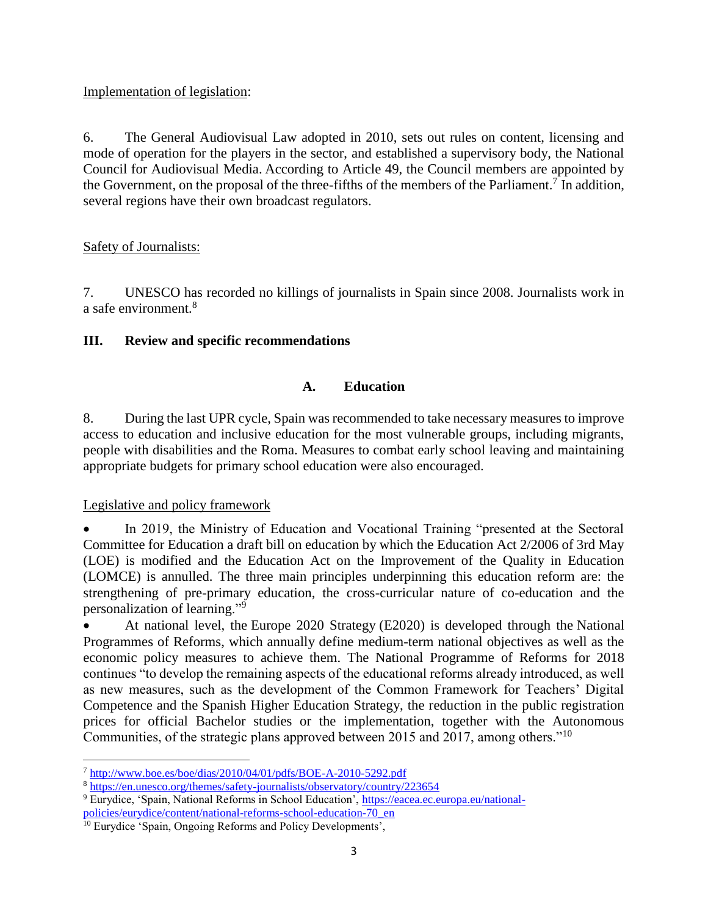Implementation of legislation:

6. The General Audiovisual Law adopted in 2010, sets out rules on content, licensing and mode of operation for the players in the sector, and established a supervisory body, the National Council for Audiovisual Media. According to Article 49, the Council members are appointed by the Government, on the proposal of the three-fifths of the members of the Parliament.[7] In addition, several regions have their own broadcast regulators.

Safety of Journalists:

7. UNESCO has recorded no killings of journalists in Spain since 2008. Journalists work in a safe environment.[8]

## III. Review and specific recommendations

### A. Education

8. During the last UPR cycle, Spain was recommended to take necessary measures to improve access to education and inclusive education for the most vulnerable groups, including migrants, people with disabilities and the Roma. Measures to combat early school leaving and maintaining appropriate budgets for primary school education were also encouraged.

Legislative and policy framework

- In 2019, the Ministry of Education and Vocational Training "presented at the Sectoral Committee for Education a draft bill on education by which the Education Act 2/2006 of 3rd May (LOE) is modified and the Education Act on the Improvement of the Quality in Education (LOMCE) is annulled. The three main principles underpinning this education reform are: the strengthening of pre-primary education, the cross-curricular nature of co-education and the personalization of learning."[9]
- At national level, the Europe 2020 Strategy (E2020) is developed through the National Programmes of Reforms, which annually define medium-term national objectives as well as the economic policy measures to achieve them. The National Programme of Reforms for 2018 continues "to develop the remaining aspects of the educational reforms already introduced, as well as new measures, such as the development of the Common Framework for Teachers' Digital Competence and the Spanish Higher Education Strategy, the reduction in the public registration prices for official Bachelor studies or the implementation, together with the Autonomous Communities, of the strategic plans approved between 2015 and 2017, among others."[10]

---

[7] http://www.boe.es/boe/dias/2010/04/01/pdfs/BOE-A-2010-5292.pdf

[8] https://en.unesco.org/themes/safety-journalists/observatory/country/223654

[9] Eurydice, 'Spain, National Reforms in School Education', https://eacea.ec.europa.eu/national-policies/eurydice/content/national-reforms-school-education-70_en

[10] Eurydice 'Spain, Ongoing Reforms and Policy Developments',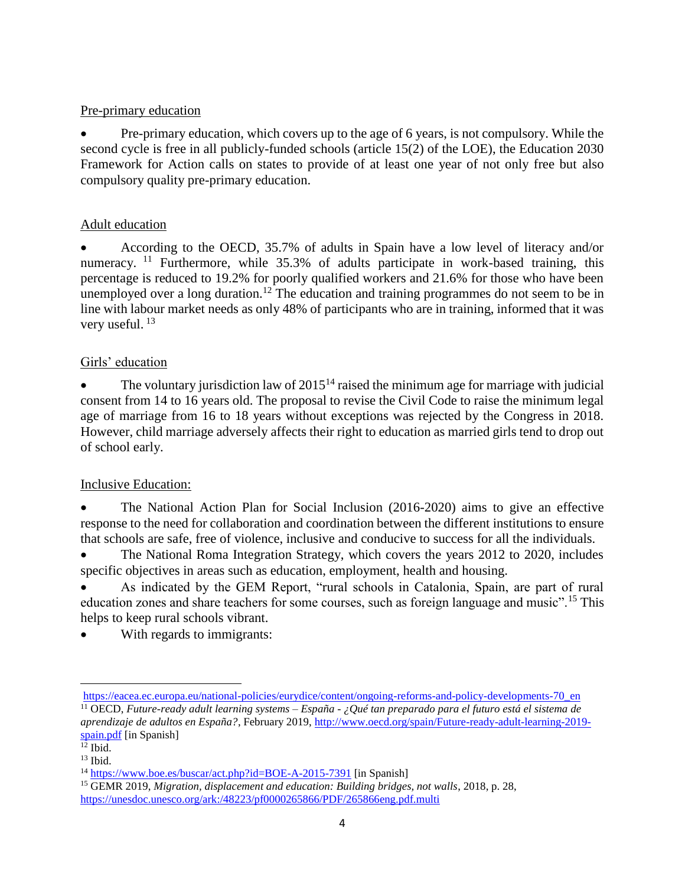Pre-primary education

- Pre-primary education, which covers up to the age of 6 years, is not compulsory. While the second cycle is free in all publicly-funded schools (article 15(2) of the LOE), the Education 2030 Framework for Action calls on states to provide of at least one year of not only free but also compulsory quality pre-primary education.

Adult education

- According to the OECD, 35.7% of adults in Spain have a low level of literacy and/or numeracy. [11] Furthermore, while 35.3% of adults participate in work-based training, this percentage is reduced to 19.2% for poorly qualified workers and 21.6% for those who have been unemployed over a long duration.[12] The education and training programmes do not seem to be in line with labour market needs as only 48% of participants who are in training, informed that it was very useful. [13]

Girls' education

- The voluntary jurisdiction law of 2015[14] raised the minimum age for marriage with judicial consent from 14 to 16 years old. The proposal to revise the Civil Code to raise the minimum legal age of marriage from 16 to 18 years without exceptions was rejected by the Congress in 2018. However, child marriage adversely affects their right to education as married girls tend to drop out of school early.

Inclusive Education:

- The National Action Plan for Social Inclusion (2016-2020) aims to give an effective response to the need for collaboration and coordination between the different institutions to ensure that schools are safe, free of violence, inclusive and conducive to success for all the individuals.
- The National Roma Integration Strategy, which covers the years 2012 to 2020, includes specific objectives in areas such as education, employment, health and housing.
- As indicated by the GEM Report, "rural schools in Catalonia, Spain, are part of rural education zones and share teachers for some courses, such as foreign language and music".[15] This helps to keep rural schools vibrant.
- With regards to immigrants:

---

https://eacea.ec.europa.eu/national-policies/eurydice/content/ongoing-reforms-and-policy-developments-70_en

[11] OECD, *Future-ready adult learning systems – España - ¿Qué tan preparado para el futuro está el sistema de aprendizaje de adultos en España?*, February 2019, http://www.oecd.org/spain/Future-ready-adult-learning-2019-spain.pdf [in Spanish]

[12] Ibid.

[13] Ibid.

[14] https://www.boe.es/buscar/act.php?id=BOE-A-2015-7391 [in Spanish]

[15] GEMR 2019, *Migration, displacement and education: Building bridges, not walls*, 2018, p. 28, https://unesdoc.unesco.org/ark:/48223/pf0000265866/PDF/265866eng.pdf.multi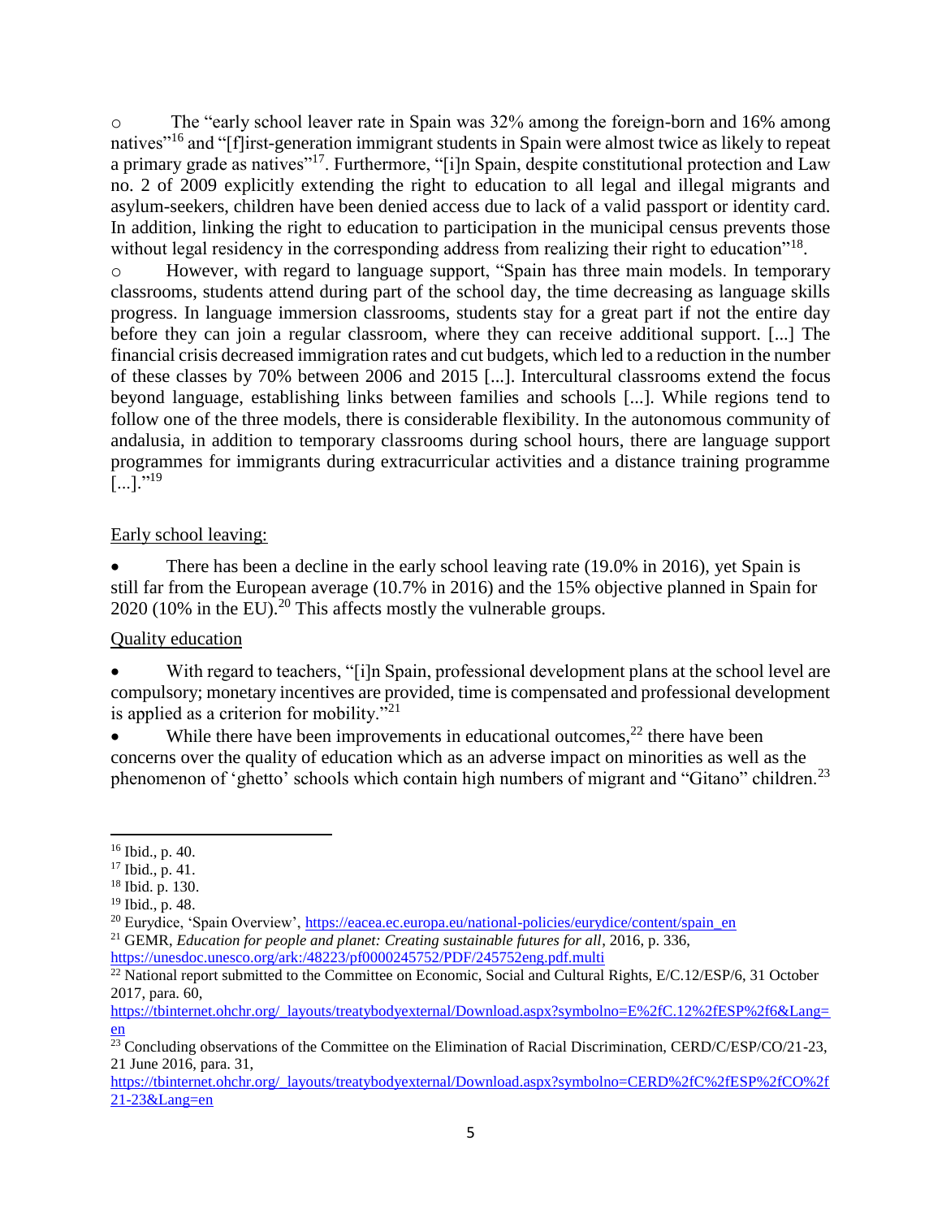- The "early school leaver rate in Spain was 32% among the foreign-born and 16% among natives"[16] and "[f]irst-generation immigrant students in Spain were almost twice as likely to repeat a primary grade as natives"[17]. Furthermore, "[i]n Spain, despite constitutional protection and Law no. 2 of 2009 explicitly extending the right to education to all legal and illegal migrants and asylum-seekers, children have been denied access due to lack of a valid passport or identity card. In addition, linking the right to education to participation in the municipal census prevents those without legal residency in the corresponding address from realizing their right to education"[18].
- However, with regard to language support, "Spain has three main models. In temporary classrooms, students attend during part of the school day, the time decreasing as language skills progress. In language immersion classrooms, students stay for a great part if not the entire day before they can join a regular classroom, where they can receive additional support. [...] The financial crisis decreased immigration rates and cut budgets, which led to a reduction in the number of these classes by 70% between 2006 and 2015 [...]. Intercultural classrooms extend the focus beyond language, establishing links between families and schools [...]. While regions tend to follow one of the three models, there is considerable flexibility. In the autonomous community of andalusia, in addition to temporary classrooms during school hours, there are language support programmes for immigrants during extracurricular activities and a distance training programme [...]."[19]

Early school leaving:

- There has been a decline in the early school leaving rate (19.0% in 2016), yet Spain is still far from the European average (10.7% in 2016) and the 15% objective planned in Spain for 2020 (10% in the EU).[20] This affects mostly the vulnerable groups.

Quality education

- With regard to teachers, "[i]n Spain, professional development plans at the school level are compulsory; monetary incentives are provided, time is compensated and professional development is applied as a criterion for mobility."[21]
- While there have been improvements in educational outcomes,[22] there have been concerns over the quality of education which as an adverse impact on minorities as well as the phenomenon of 'ghetto' schools which contain high numbers of migrant and "Gitano" children.[23]

---

[16] Ibid., p. 40.

[17] Ibid., p. 41.

[18] Ibid. p. 130.

[19] Ibid., p. 48.

[20] Eurydice, 'Spain Overview', https://eacea.ec.europa.eu/national-policies/eurydice/content/spain_en

[21] GEMR, *Education for people and planet: Creating sustainable futures for all*, 2016, p. 336, https://unesdoc.unesco.org/ark:/48223/pf0000245752/PDF/245752eng.pdf.multi

[22] National report submitted to the Committee on Economic, Social and Cultural Rights, E/C.12/ESP/6, 31 October 2017, para. 60, https://tbinternet.ohchr.org/_layouts/treatybodyexternal/Download.aspx?symbolno=E%2fC.12%2fESP%2f6&Lang=en

[23] Concluding observations of the Committee on the Elimination of Racial Discrimination, CERD/C/ESP/CO/21-23, 21 June 2016, para. 31, https://tbinternet.ohchr.org/_layouts/treatybodyexternal/Download.aspx?symbolno=CERD%2fC%2fESP%2fCO%2f21-23&Lang=en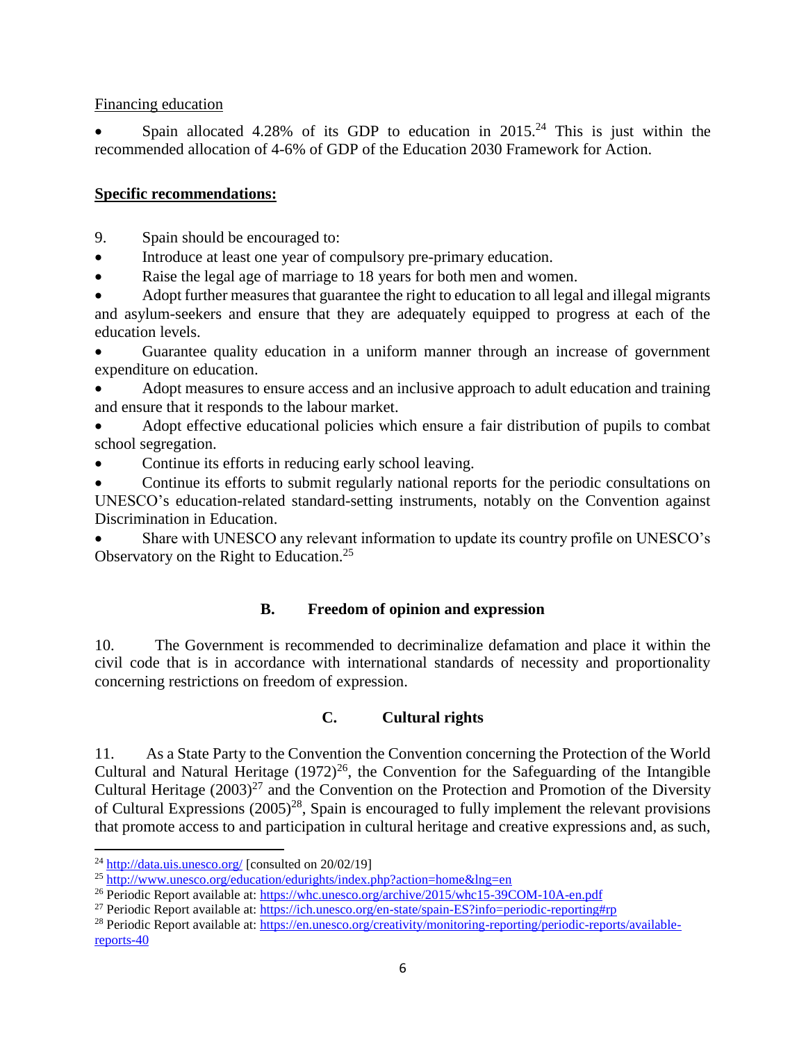Financing education

- Spain allocated 4.28% of its GDP to education in 2015.[24] This is just within the recommended allocation of 4-6% of GDP of the Education 2030 Framework for Action.

**Specific recommendations:**

9. Spain should be encouraged to:

- Introduce at least one year of compulsory pre-primary education.
- Raise the legal age of marriage to 18 years for both men and women.
- Adopt further measures that guarantee the right to education to all legal and illegal migrants and asylum-seekers and ensure that they are adequately equipped to progress at each of the education levels.
- Guarantee quality education in a uniform manner through an increase of government expenditure on education.
- Adopt measures to ensure access and an inclusive approach to adult education and training and ensure that it responds to the labour market.
- Adopt effective educational policies which ensure a fair distribution of pupils to combat school segregation.
- Continue its efforts in reducing early school leaving.
- Continue its efforts to submit regularly national reports for the periodic consultations on UNESCO's education-related standard-setting instruments, notably on the Convention against Discrimination in Education.
- Share with UNESCO any relevant information to update its country profile on UNESCO's Observatory on the Right to Education.[25]

## B. Freedom of opinion and expression

10. The Government is recommended to decriminalize defamation and place it within the civil code that is in accordance with international standards of necessity and proportionality concerning restrictions on freedom of expression.

## C. Cultural rights

11. As a State Party to the Convention the Convention concerning the Protection of the World Cultural and Natural Heritage (1972)[26], the Convention for the Safeguarding of the Intangible Cultural Heritage (2003)[27] and the Convention on the Protection and Promotion of the Diversity of Cultural Expressions (2005)[28], Spain is encouraged to fully implement the relevant provisions that promote access to and participation in cultural heritage and creative expressions and, as such,

---

[24] http://data.uis.unesco.org/ [consulted on 20/02/19]

[25] http://www.unesco.org/education/edurights/index.php?action=home&lng=en

[26] Periodic Report available at: https://whc.unesco.org/archive/2015/whc15-39COM-10A-en.pdf

[27] Periodic Report available at: https://ich.unesco.org/en-state/spain-ES?info=periodic-reporting#rp

[28] Periodic Report available at: https://en.unesco.org/creativity/monitoring-reporting/periodic-reports/available-reports-40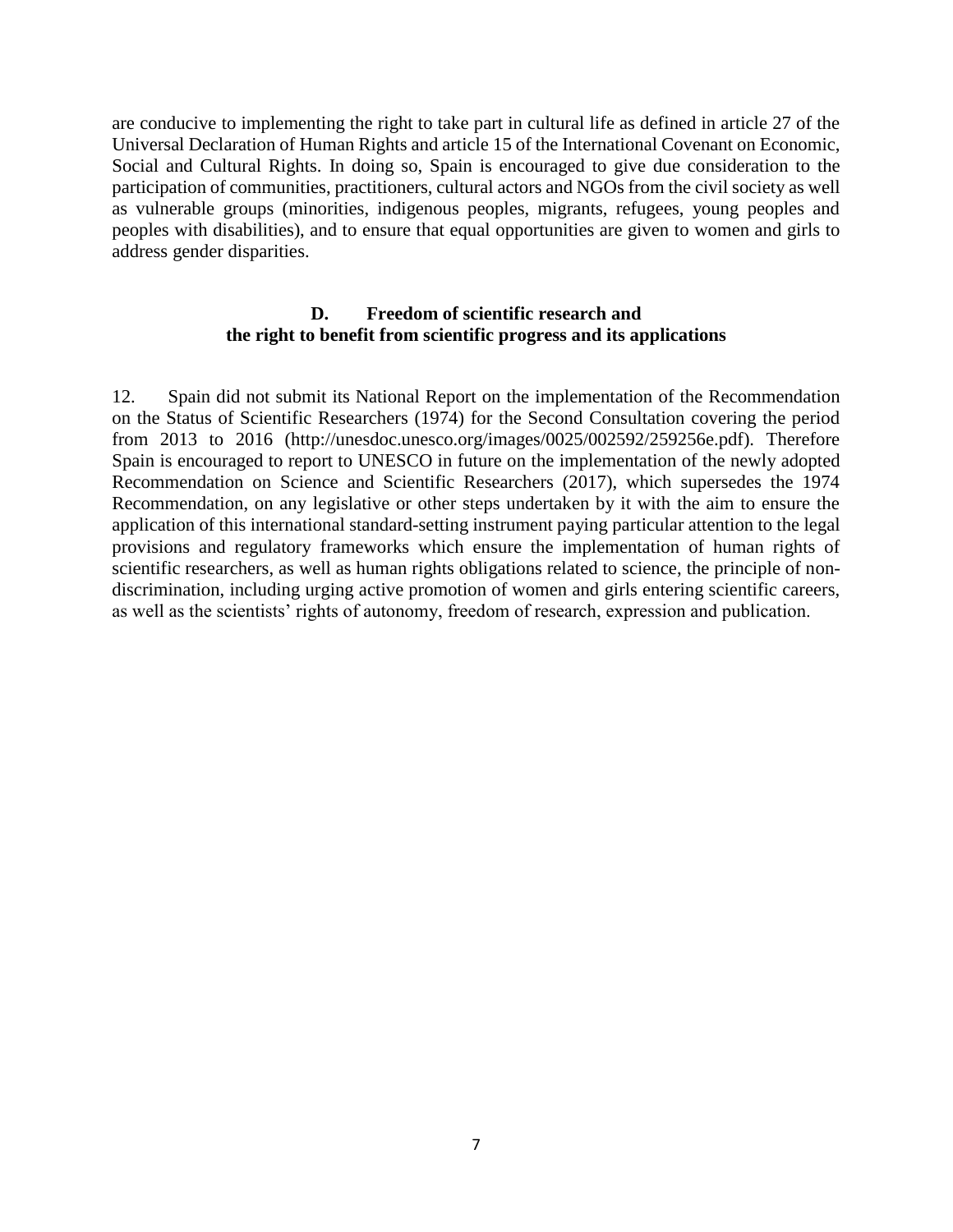are conducive to implementing the right to take part in cultural life as defined in article 27 of the Universal Declaration of Human Rights and article 15 of the International Covenant on Economic, Social and Cultural Rights. In doing so, Spain is encouraged to give due consideration to the participation of communities, practitioners, cultural actors and NGOs from the civil society as well as vulnerable groups (minorities, indigenous peoples, migrants, refugees, young peoples and peoples with disabilities), and to ensure that equal opportunities are given to women and girls to address gender disparities.

### D. Freedom of scientific research and the right to benefit from scientific progress and its applications

12. Spain did not submit its National Report on the implementation of the Recommendation on the Status of Scientific Researchers (1974) for the Second Consultation covering the period from 2013 to 2016 (http://unesdoc.unesco.org/images/0025/002592/259256e.pdf). Therefore Spain is encouraged to report to UNESCO in future on the implementation of the newly adopted Recommendation on Science and Scientific Researchers (2017), which supersedes the 1974 Recommendation, on any legislative or other steps undertaken by it with the aim to ensure the application of this international standard-setting instrument paying particular attention to the legal provisions and regulatory frameworks which ensure the implementation of human rights of scientific researchers, as well as human rights obligations related to science, the principle of non-discrimination, including urging active promotion of women and girls entering scientific careers, as well as the scientists' rights of autonomy, freedom of research, expression and publication.